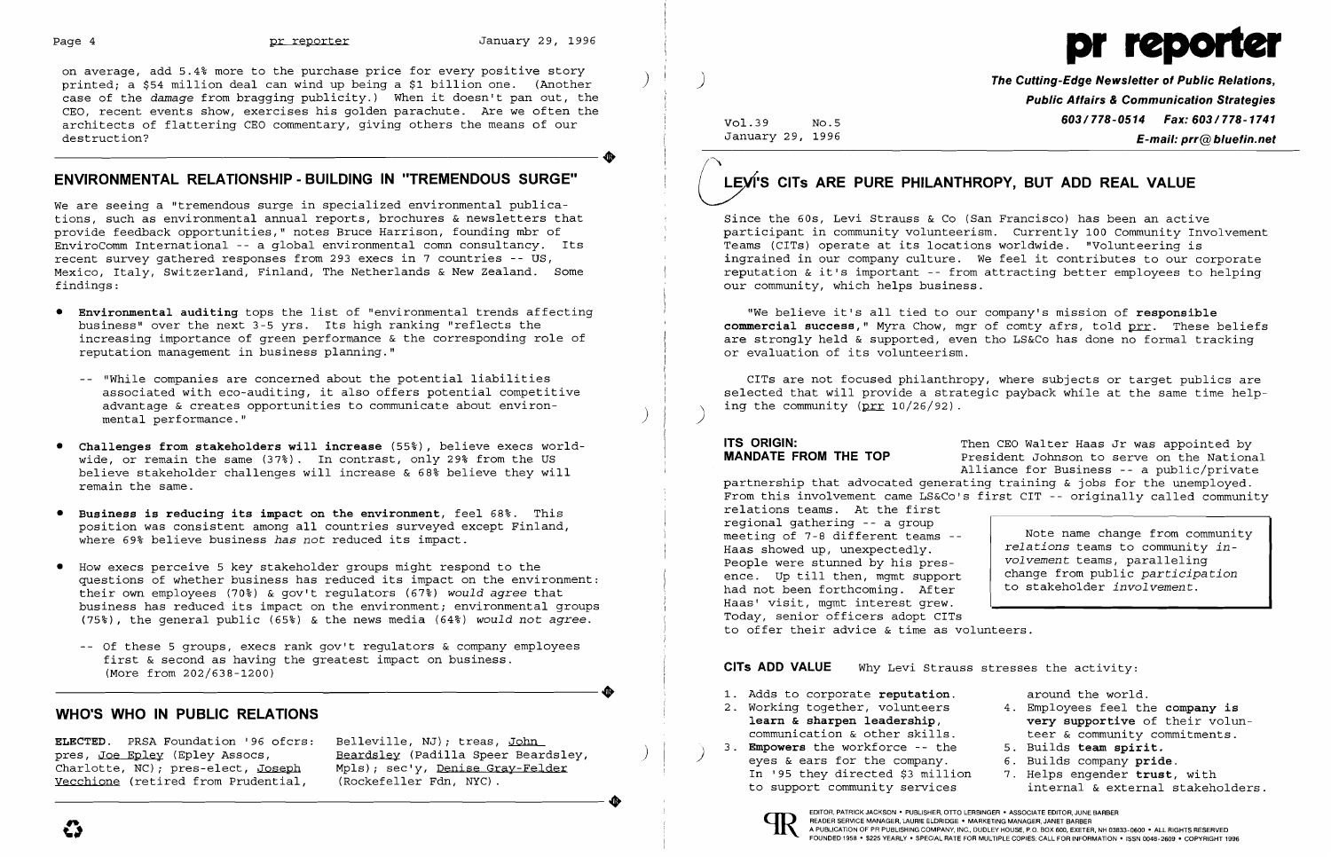on average, add 5.4% more to the purchase price for every positive story printed; a $54 million deal can wind up being a $1 billion one. (Another case of the *damage* from bragging publicity.) When it doesn't pan out, the CEO, recent events show, exercises his golden parachute. Are we often the architects of flattering CEO commentary, giving others the means of our destruction?

## ENVIRONMENTAL RELATIONSHIP-BUILDING IN "TREMENDOUS SURGE"

We are seeing a "tremendous surge in specialized environmental publications, such as environmental annual reports, brochures & newsletters that provide feedback opportunities," notes Bruce Harrison, founding mbr of EnviroComm International -- a global environmental comn consultancy. Its recent survey gathered responses from 293 execs in 7 countries -- US, Mexico, Italy, Switzerland, Finland, The Netherlands & New Zealand. Some findings:

- **Environmental auditing** tops the list of "environmental trends affecting business" over the next 3-5 yrs. Its high ranking "reflects the increasing importance of green performance & the corresponding role of reputation management in business planning."

  -- "While companies are concerned about the potential liabilities associated with eco-auditing, it also offers potential competitive advantage & creates opportunities to communicate about environmental performance."

- **Challenges from stakeholders will increase** (55%), believe execs worldwide, or remain the same (37%). In contrast, only 29% from the US believe stakeholder challenges will increase & 68% believe they will remain the same.

- **Business is reducing its impact on the environment**, feel 68%. This position was consistent among all countries surveyed except Finland, where 69% believe business *has not* reduced its impact.

- How execs perceive 5 key stakeholder groups might respond to the questions of whether business has reduced its impact on the environment: their own employees (70%) & gov't regulators (67%) *would agree* that business has reduced its impact on the environment; environmental groups (75%), the general public (65%) & the news media (64%) *would not agree*.

  -- Of these 5 groups, execs rank gov't regulators & company employees first & second as having the greatest impact on business. (More from 202/638-1200)

## WHO'S WHO IN PUBLIC RELATIONS

**ELECTED.** PRSA Foundation '96 ofcrs: pres, Joe Epley (Epley Assocs, Charlotte, NC); pres-elect, Joseph Vecchione (retired from Prudential, Belleville, NJ); treas, John Beardsley (Padilla Speer Beardsley, Mpls); sec'y, Denise Gray-Felder (Rockefeller Fdn, NYC).

# pr reporter

**The Cutting-Edge Newsletter of Public Relations, Public Affairs & Communication Strategies**
**603/778-0514 Fax: 603/778-1741**
**E-mail: prr@bluefin.net**

Vol.39 No.5
January 29, 1996

## LEVI'S CITs ARE PURE PHILANTHROPY, BUT ADD REAL VALUE

Since the 60s, Levi Strauss & Co (San Francisco) has been an active participant in community volunteerism. Currently 100 Community Involvement Teams (CITs) operate at its locations worldwide. "Volunteering is ingrained in our company culture. We feel it contributes to our corporate reputation & it's important -- from attracting better employees to helping our community, which helps business.

"We believe it's all tied to our company's mission of **responsible commercial success**," Myra Chow, mgr of comty afrs, told prr. These beliefs are strongly held & supported, even tho LS&Co has done no formal tracking or evaluation of its volunteerism.

CITs are not focused philanthropy, where subjects or target publics are selected that will provide a strategic payback while at the same time helping the community (prr 10/26/92).

**ITS ORIGIN: MANDATE FROM THE TOP** Then CEO Walter Haas Jr was appointed by President Johnson to serve on the National Alliance for Business -- a public/private partnership that advocated generating training & jobs for the unemployed. From this involvement came LS&Co's first CIT -- originally called community relations teams. At the first regional gathering -- a group meeting of 7-8 different teams -- Haas showed up, unexpectedly. People were stunned by his presence. Up till then, mgmt support had not been forthcoming. After Haas' visit, mgmt interest grew. Today, senior officers adopt CITs to offer their advice & time as volunteers.

> Note name change from community *relations* teams to community *involvement* teams, paralleling change from public *participation* to stakeholder *involvement*.

**CITs ADD VALUE** Why Levi Strauss stresses the activity:

1. Adds to corporate **reputation**.
2. Working together, volunteers **learn & sharpen leadership**, communication & other skills.
3. **Empowers** the workforce -- the eyes & ears for the company. In '95 they directed $3 million to support community services around the world.
4. Employees feel the **company is very supportive** of their volunteer & community commitments.
5. Builds **team spirit**.
6. Builds company **pride**.
7. Helps engender **trust**, with internal & external stakeholders.

EDITOR, PATRICK JACKSON • PUBLISHER, OTTO LERBINGER • ASSOCIATE EDITOR, JUNE BARBER
READER SERVICE MANAGER, LAURIE ELDRIDGE • MARKETING MANAGER, JANET BARBER
A PUBLICATION OF PR PUBLISHING COMPANY, INC., DUDLEY HOUSE, P.O. BOX 600, EXETER, NH 03833-0600 • ALL RIGHTS RESERVED
FOUNDED 1958 • $225 YEARLY • SPECIAL RATE FOR MULTIPLE COPIES: CALL FOR INFORMATION • ISSN 0048-2609 • COPYRIGHT 1996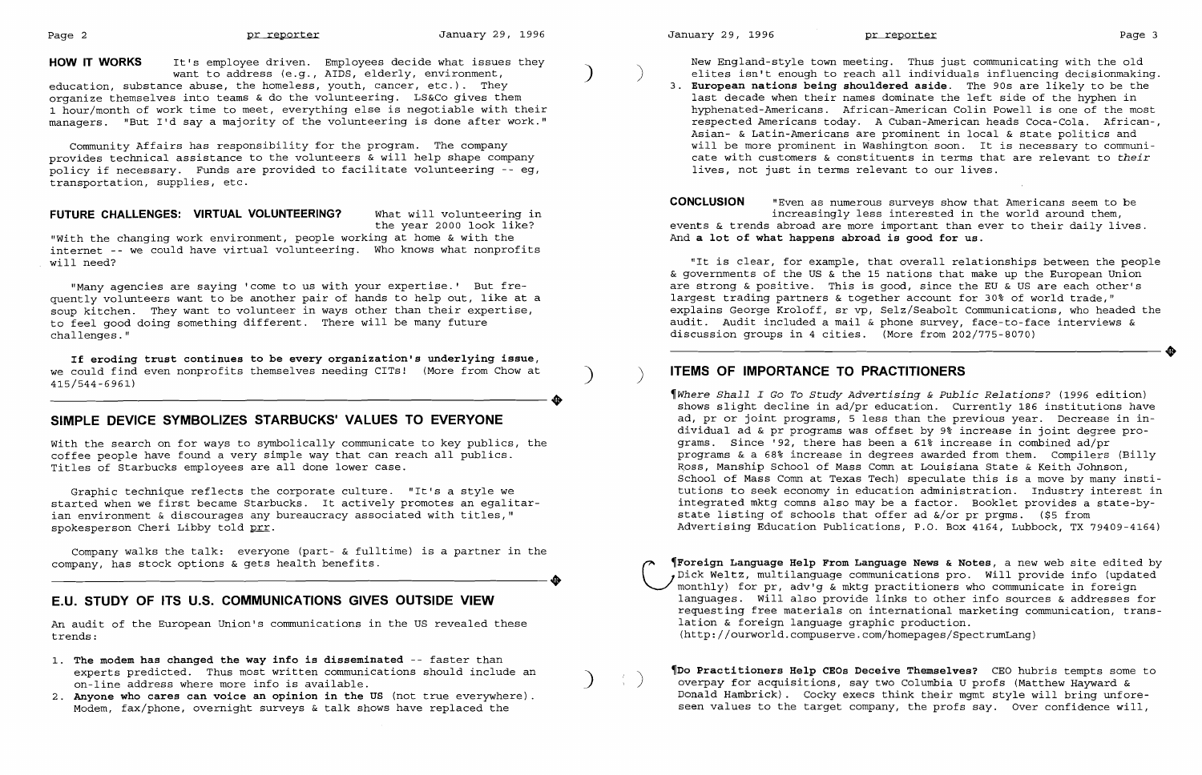**HOW IT WORKS** It's employee driven. Employees decide what issues they want to address (e.g., AIDS, elderly, environment, education, substance abuse, the homeless, youth, cancer, etc.). They organize themselves into teams & do the volunteering. LS&Co gives them 1 hour/month of work time to meet, everything else is negotiable with their managers. "But I'd say a majority of the volunteering is done after work."

Community Affairs has responsibility for the program. The company provides technical assistance to the volunteers & will help shape company policy if necessary. Funds are provided to facilitate volunteering -- eg, transportation, supplies, etc.

**FUTURE CHALLENGES: VIRTUAL VOLUNTEERING?** What will volunteering in the year 2000 look like? "With the changing work environment, people working at home & with the internet -- we could have virtual volunteering. Who knows what nonprofits will need?

"Many agencies are saying 'come to us with your expertise.' But frequently volunteers want to be another pair of hands to help out, like at a soup kitchen. They want to volunteer in ways other than their expertise, to feel good doing something different. There will be many future challenges."

**If eroding trust continues to be every organization's underlying issue**, we could find even nonprofits themselves needing CITs! (More from Chow at 415/544-6961)

## SIMPLE DEVICE SYMBOLIZES STARBUCKS' VALUES TO EVERYONE

With the search on for ways to symbolically communicate to key publics, the coffee people have found a very simple way that can reach all publics. Titles of Starbucks employees are all done lower case.

Graphic technique reflects the corporate culture. "It's a style we started when we first became Starbucks. It actively promotes an egalitarian environment & discourages any bureaucracy associated with titles," spokesperson Cheri Libby told prr.

Company walks the talk: everyone (part- & fulltime) is a partner in the company, has stock options & gets health benefits.

## E.U. STUDY OF ITS U.S. COMMUNICATIONS GIVES OUTSIDE VIEW

An audit of the European Union's communications in the US revealed these trends:

1. **The modem has changed the way info is disseminated** -- faster than experts predicted. Thus most written communications should include an on-line address where more info is available.
2. **Anyone who cares can voice an opinion in the US** (not true everywhere). Modem, fax/phone, overnight surveys & talk shows have replaced the New England-style town meeting. Thus just communicating with the old elites isn't enough to reach all individuals influencing decisionmaking.
3. **European nations being shouldered aside**. The 90s are likely to be the last decade when their names dominate the left side of the hyphen in hyphenated-Americans. African-American Colin Powell is one of the most respected Americans today. A Cuban-American heads Coca-Cola. African-, Asian- & Latin-Americans are prominent in local & state politics and will be more prominent in Washington soon. It is necessary to communicate with customers & constituents in terms that are relevant to *their* lives, not just in terms relevant to our lives.

**CONCLUSION** "Even as numerous surveys show that Americans seem to be increasingly less interested in the world around them, events & trends abroad are more important than ever to their daily lives. And **a lot of what happens abroad is good for us.**

"It is clear, for example, that overall relationships between the people & governments of the US & the 15 nations that make up the European Union are strong & positive. This is good, since the EU & US are each other's largest trading partners & together account for 30% of world trade," explains George Kroloff, sr vp, Selz/Seabolt Communications, who headed the audit. Audit included a mail & phone survey, face-to-face interviews & discussion groups in 4 cities. (More from 202/775-8070)

## ITEMS OF IMPORTANCE TO PRACTITIONERS

¶*Where Shall I Go To Study Advertising & Public Relations?* (1996 edition) shows slight decline in ad/pr education. Currently 186 institutions have ad, pr or joint programs, 5 less than the previous year. Decrease in individual ad & pr programs was offset by 9% increase in joint degree programs. Since '92, there has been a 61% increase in combined ad/pr programs & a 68% increase in degrees awarded from them. Compilers (Billy Ross, Manship School of Mass Comn at Louisiana State & Keith Johnson, School of Mass Comn at Texas Tech) speculate this is a move by many institutions to seek economy in education administration. Industry interest in integrated mktg comns also may be a factor. Booklet provides a state-by-state listing of schools that offer ad &/or pr prgms. ($5 from Advertising Education Publications, P.O. Box 4164, Lubbock, TX 79409-4164)

¶**Foreign Language Help From Language News & Notes**, a new web site edited by Dick Weltz, multilanguage communications pro. Will provide info (updated monthly) for pr, adv'g & mktg practitioners who communicate in foreign languages. Will also provide links to other info sources & addresses for requesting free materials on international marketing communication, translation & foreign language graphic production. (http://ourworld.compuserve.com/homepages/SpectrumLang)

¶**Do Practitioners Help CEOs Deceive Themselves?** CEO hubris tempts some to overpay for acquisitions, say two Columbia U profs (Matthew Hayward & Donald Hambrick). Cocky execs think their mgmt style will bring unforeseen values to the target company, the profs say. Over confidence will,